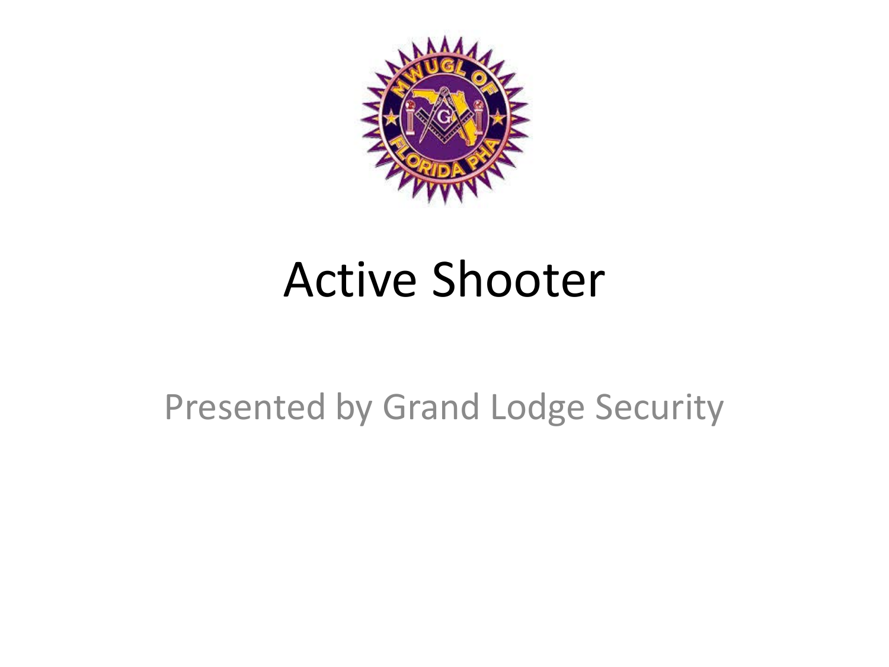# Active Shooter

Presented by Grand Lodge Security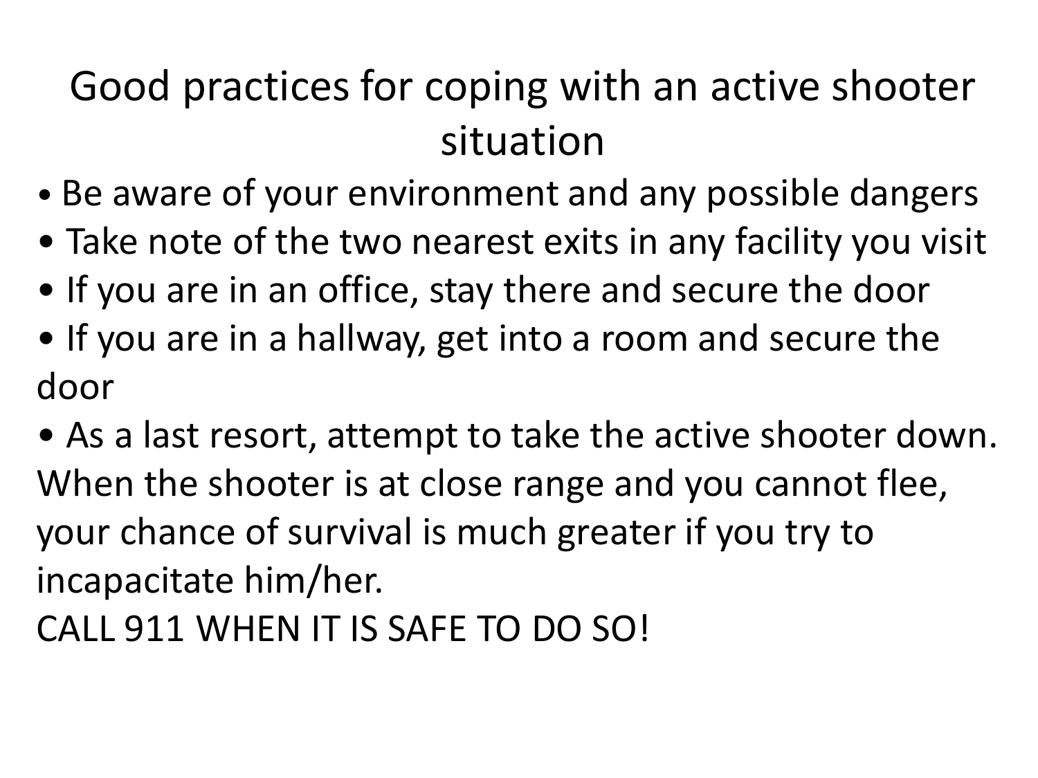# Good practices for coping with an active shooter situation

- Be aware of your environment and any possible dangers
- Take note of the two nearest exits in any facility you visit
- If you are in an office, stay there and secure the door
- If you are in a hallway, get into a room and secure the door
- As a last resort, attempt to take the active shooter down.

When the shooter is at close range and you cannot flee, your chance of survival is much greater if you try to incapacitate him/her.

CALL 911 WHEN IT IS SAFE TO DO SO!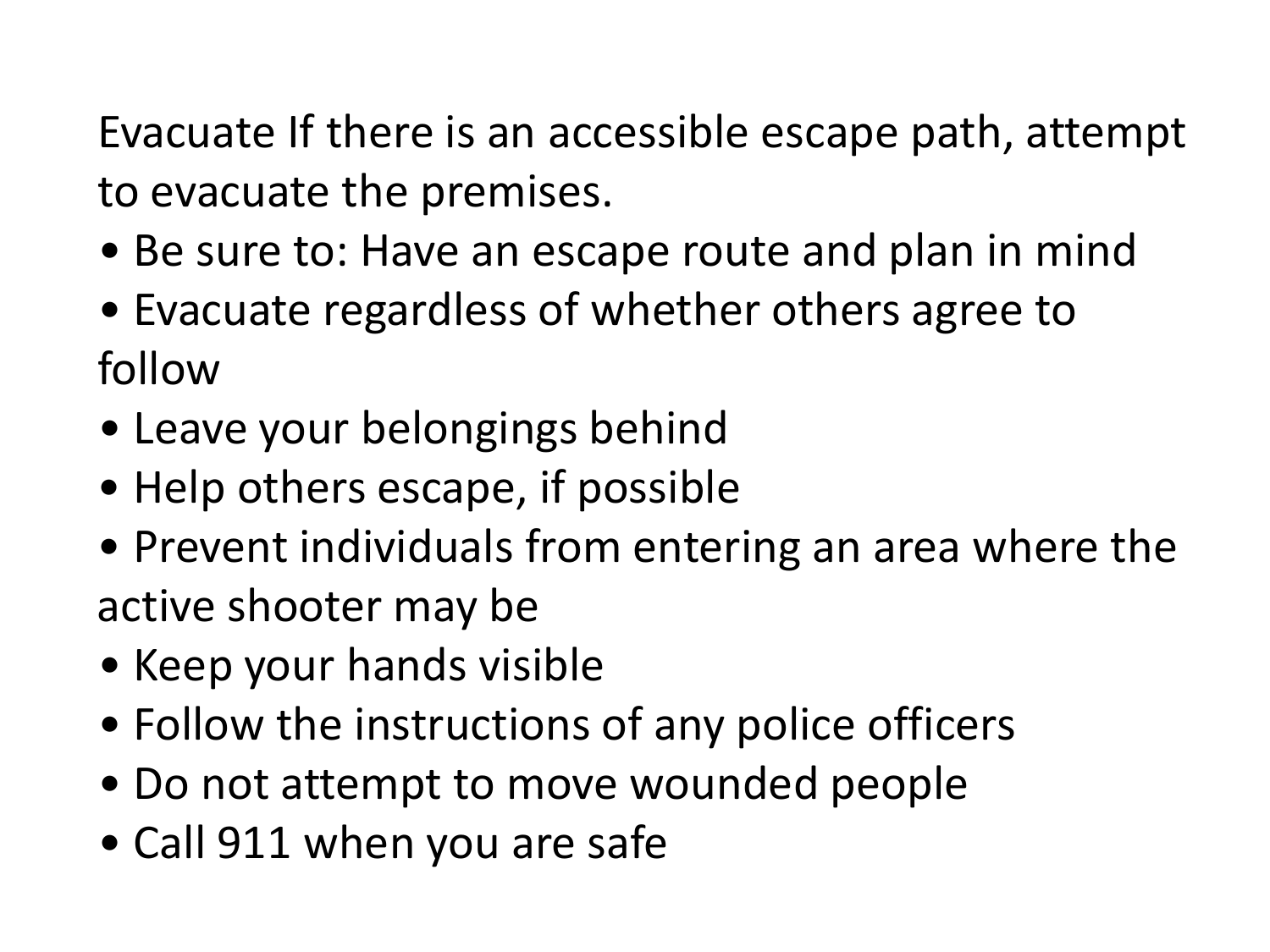Evacuate If there is an accessible escape path, attempt to evacuate the premises.

- Be sure to: Have an escape route and plan in mind
- Evacuate regardless of whether others agree to follow
- Leave your belongings behind
- Help others escape, if possible
- Prevent individuals from entering an area where the active shooter may be
- Keep your hands visible
- Follow the instructions of any police officers
- Do not attempt to move wounded people
- Call 911 when you are safe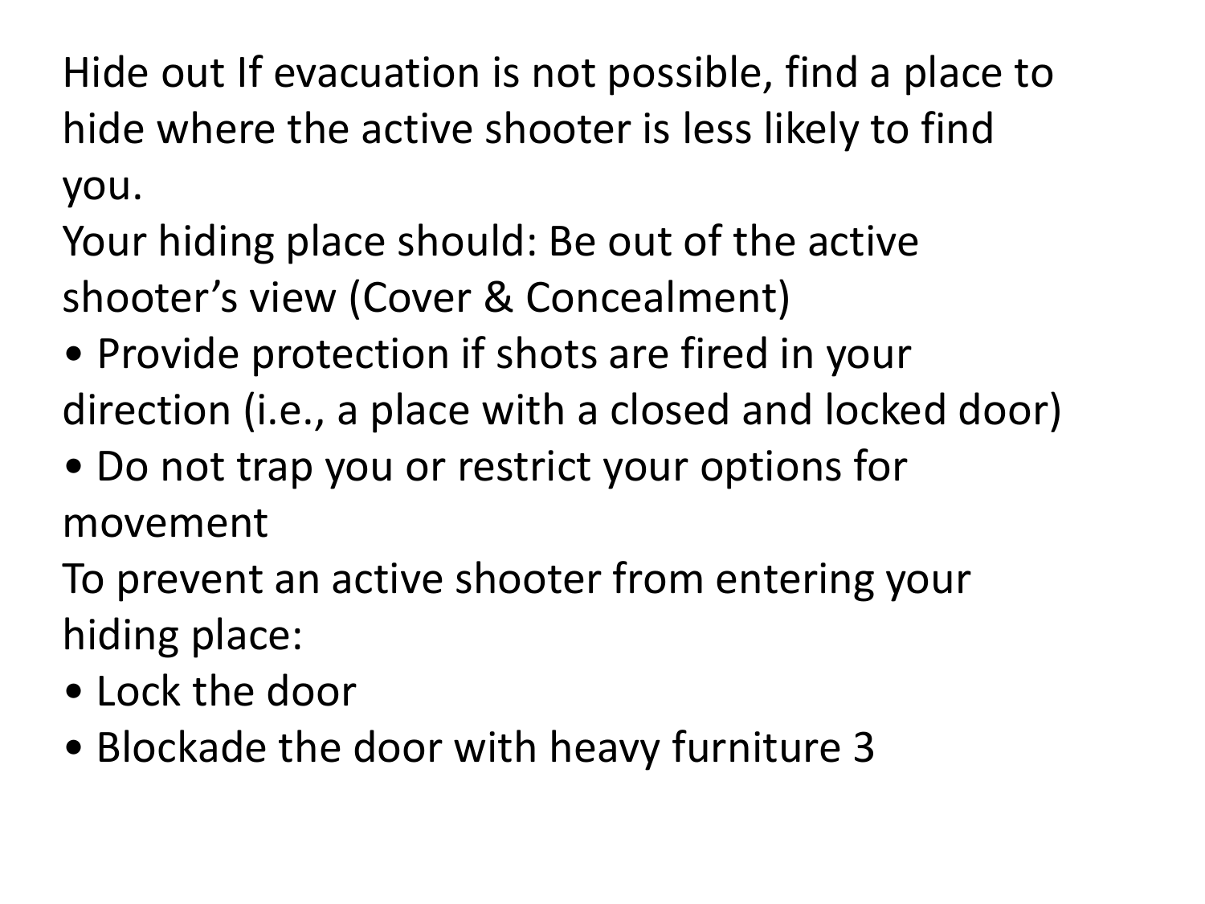Hide out If evacuation is not possible, find a place to hide where the active shooter is less likely to find you.

Your hiding place should: Be out of the active shooter's view (Cover & Concealment)

- Provide protection if shots are fired in your direction (i.e., a place with a closed and locked door)
- Do not trap you or restrict your options for movement

To prevent an active shooter from entering your hiding place:

- Lock the door
- Blockade the door with heavy furniture 3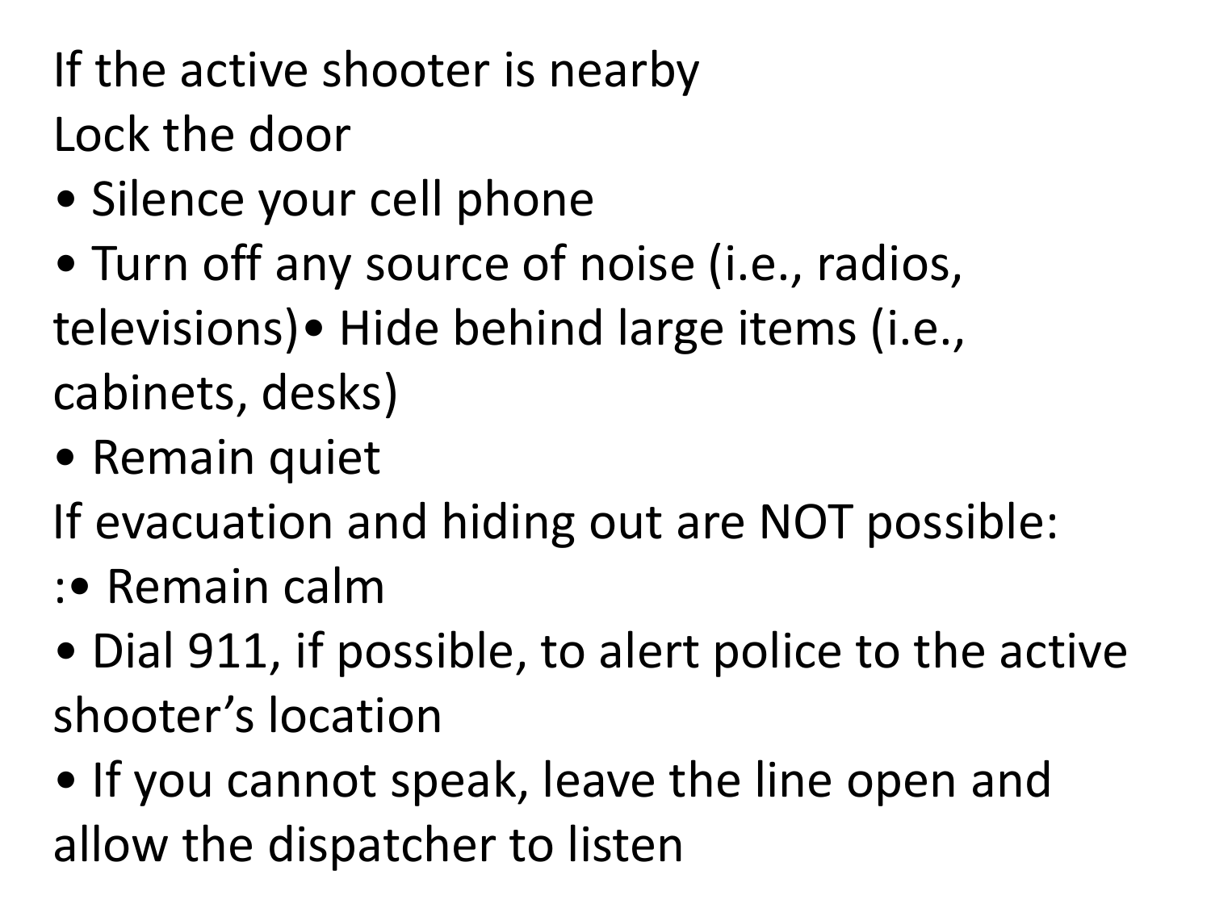If the active shooter is nearby

Lock the door

- Silence your cell phone
- Turn off any source of noise (i.e., radios, televisions)• Hide behind large items (i.e., cabinets, desks)
- Remain quiet

If evacuation and hiding out are NOT possible:

:• Remain calm

- Dial 911, if possible, to alert police to the active shooter's location
- If you cannot speak, leave the line open and allow the dispatcher to listen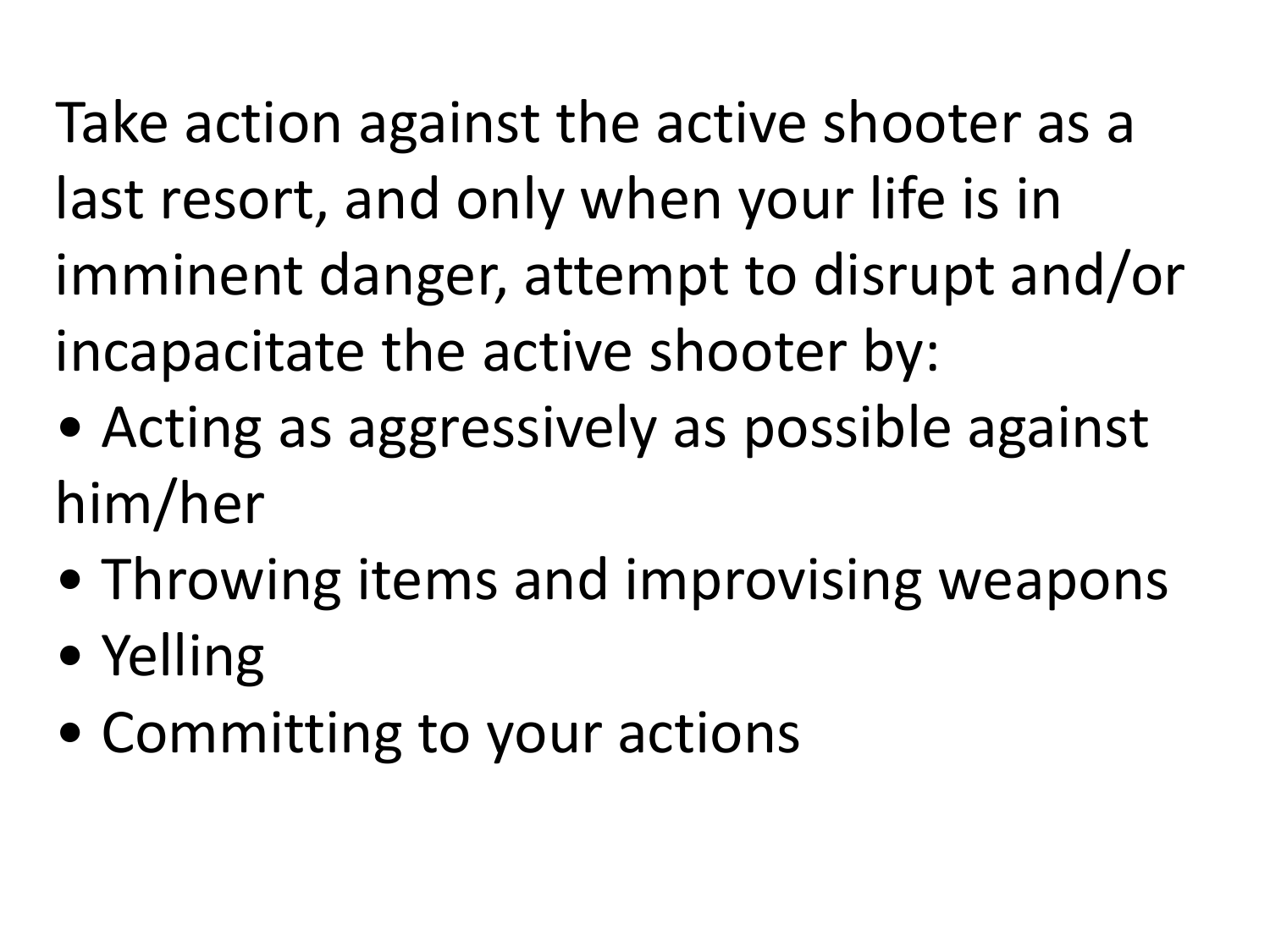Take action against the active shooter as a last resort, and only when your life is in imminent danger, attempt to disrupt and/or incapacitate the active shooter by:

- Acting as aggressively as possible against him/her
- Throwing items and improvising weapons
- Yelling
- Committing to your actions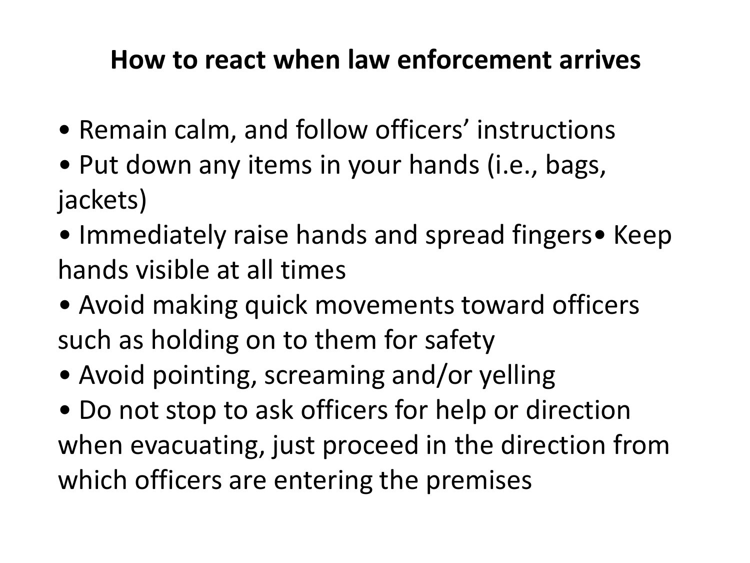**How to react when law enforcement arrives**

- Remain calm, and follow officers' instructions
- Put down any items in your hands (i.e., bags, jackets)
- Immediately raise hands and spread fingers
- Keep hands visible at all times
- Avoid making quick movements toward officers such as holding on to them for safety
- Avoid pointing, screaming and/or yelling
- Do not stop to ask officers for help or direction when evacuating, just proceed in the direction from which officers are entering the premises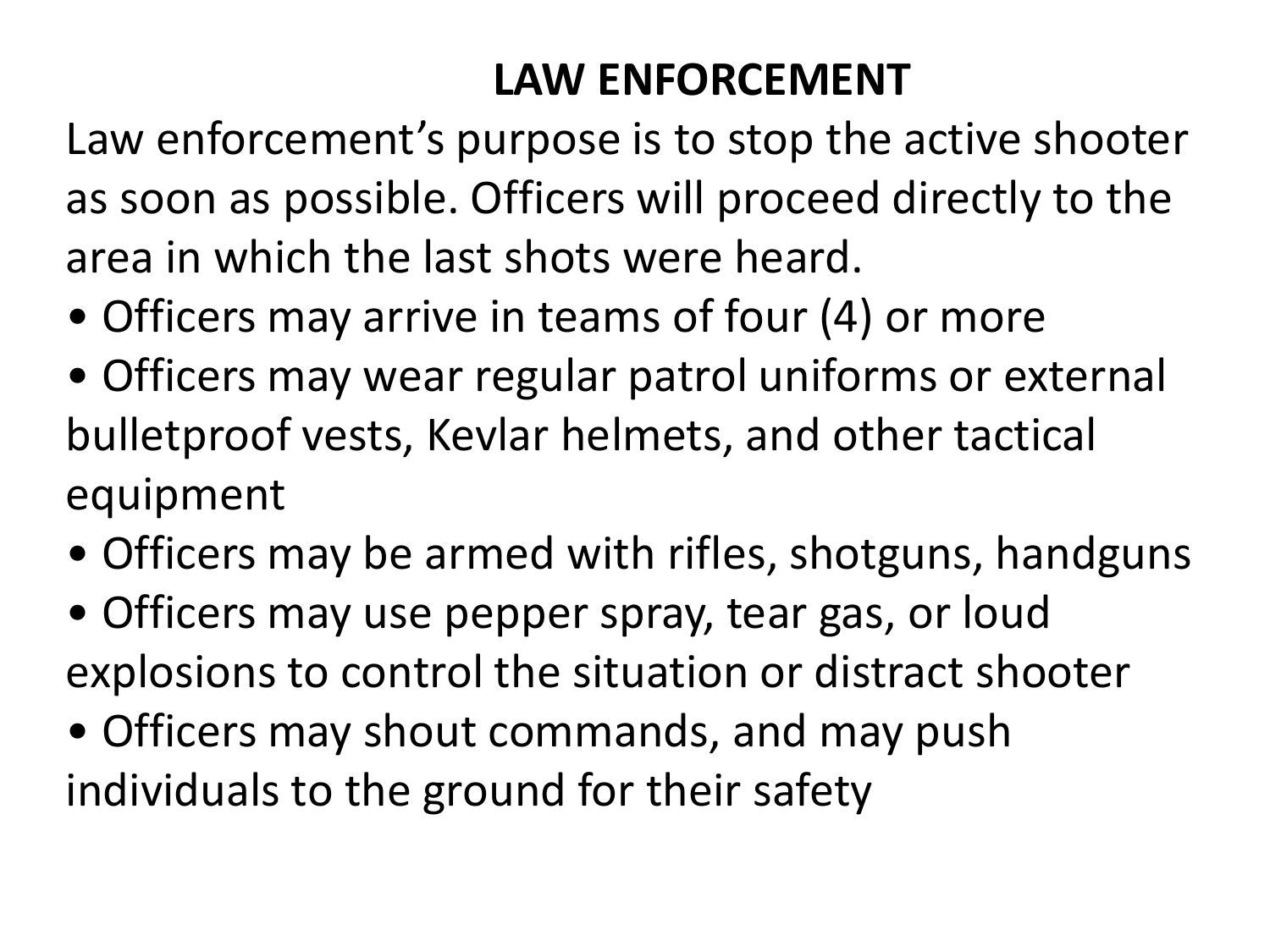# LAW ENFORCEMENT

Law enforcement's purpose is to stop the active shooter as soon as possible. Officers will proceed directly to the area in which the last shots were heard.

- Officers may arrive in teams of four (4) or more
- Officers may wear regular patrol uniforms or external bulletproof vests, Kevlar helmets, and other tactical equipment
- Officers may be armed with rifles, shotguns, handguns
- Officers may use pepper spray, tear gas, or loud explosions to control the situation or distract shooter
- Officers may shout commands, and may push individuals to the ground for their safety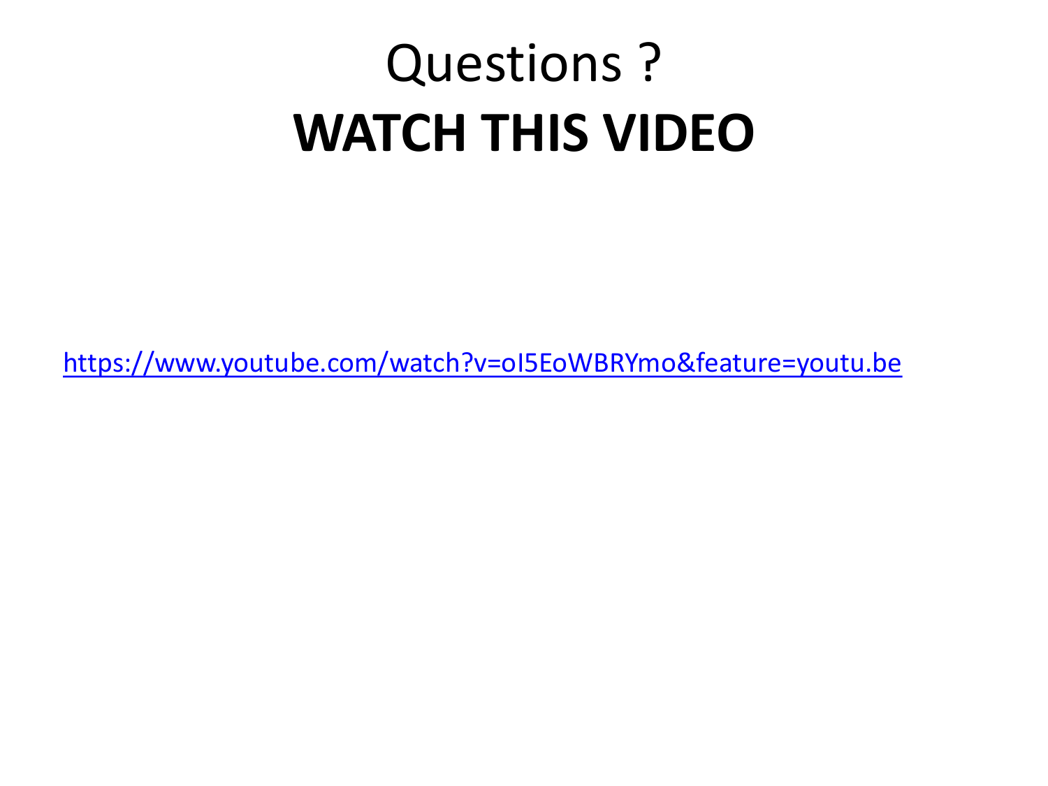# Questions ?

# WATCH THIS VIDEO

https://www.youtube.com/watch?v=oI5EoWBRYmo&feature=youtu.be